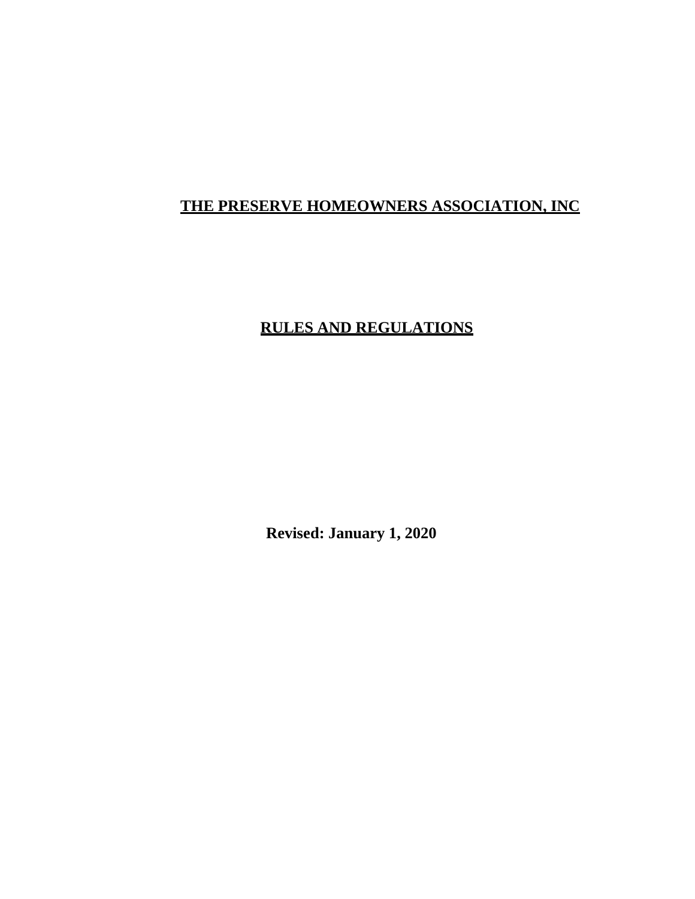# THE PRESERVE HOMEOWNERS ASSOCIATION, INC

## RULES AND REGULATIONS

**Revised: January 1, 2020**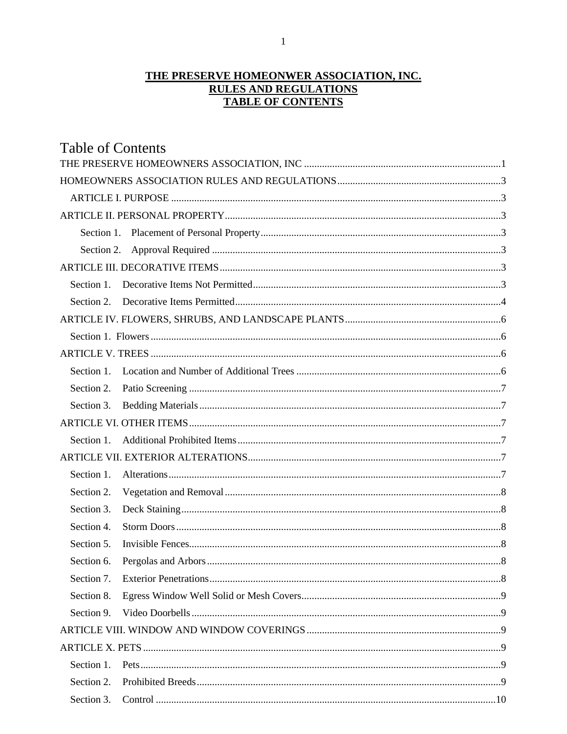# THE PRESERVE HOMEONWER ASSOCIATION, INC.
# RULES AND REGULATIONS
# TABLE OF CONTENTS

## Table of Contents

THE PRESERVE HOMEOWNERS ASSOCIATION, INC ............................................................................1

HOMEOWNERS ASSOCIATION RULES AND REGULATIONS ................................................................3

ARTICLE I. PURPOSE ................................................................................................................3

ARTICLE II. PERSONAL PROPERTY ............................................................................................3

Section 1. Placement of Personal Property ..............................................................................3

Section 2. Approval Required .................................................................................................3

ARTICLE III. DECORATIVE ITEMS .............................................................................................3

Section 1. Decorative Items Not Permitted .................................................................................3

Section 2. Decorative Items Permitted .......................................................................................4

ARTICLE IV. FLOWERS, SHRUBS, AND LANDSCAPE PLANTS .............................................................6

Section 1. Flowers ........................................................................................................................6

ARTICLE V. TREES ........................................................................................................................6

Section 1. Location and Number of Additional Trees ................................................................6

Section 2. Patio Screening ..........................................................................................................7

Section 3. Bedding Materials ......................................................................................................7

ARTICLE VI. OTHER ITEMS ..........................................................................................................7

Section 1. Additional Prohibited Items .......................................................................................7

ARTICLE VII. EXTERIOR ALTERATIONS ..................................................................................7

Section 1. Alterations ..................................................................................................................7

Section 2. Vegetation and Removal ............................................................................................8

Section 3. Deck Staining .............................................................................................................8

Section 4. Storm Doors ...............................................................................................................8

Section 5. Invisible Fences ..........................................................................................................8

Section 6. Pergolas and Arbors ...................................................................................................8

Section 7. Exterior Penetrations ..................................................................................................8

Section 8. Egress Window Well Solid or Mesh Covers ..............................................................9

Section 9. Video Doorbells .........................................................................................................9

ARTICLE VIII. WINDOW AND WINDOW COVERINGS ............................................................9

ARTICLE X. PETS ...........................................................................................................................9

Section 1. Pets ..............................................................................................................................9

Section 2. Prohibited Breeds ........................................................................................................9

Section 3. Control .......................................................................................................................10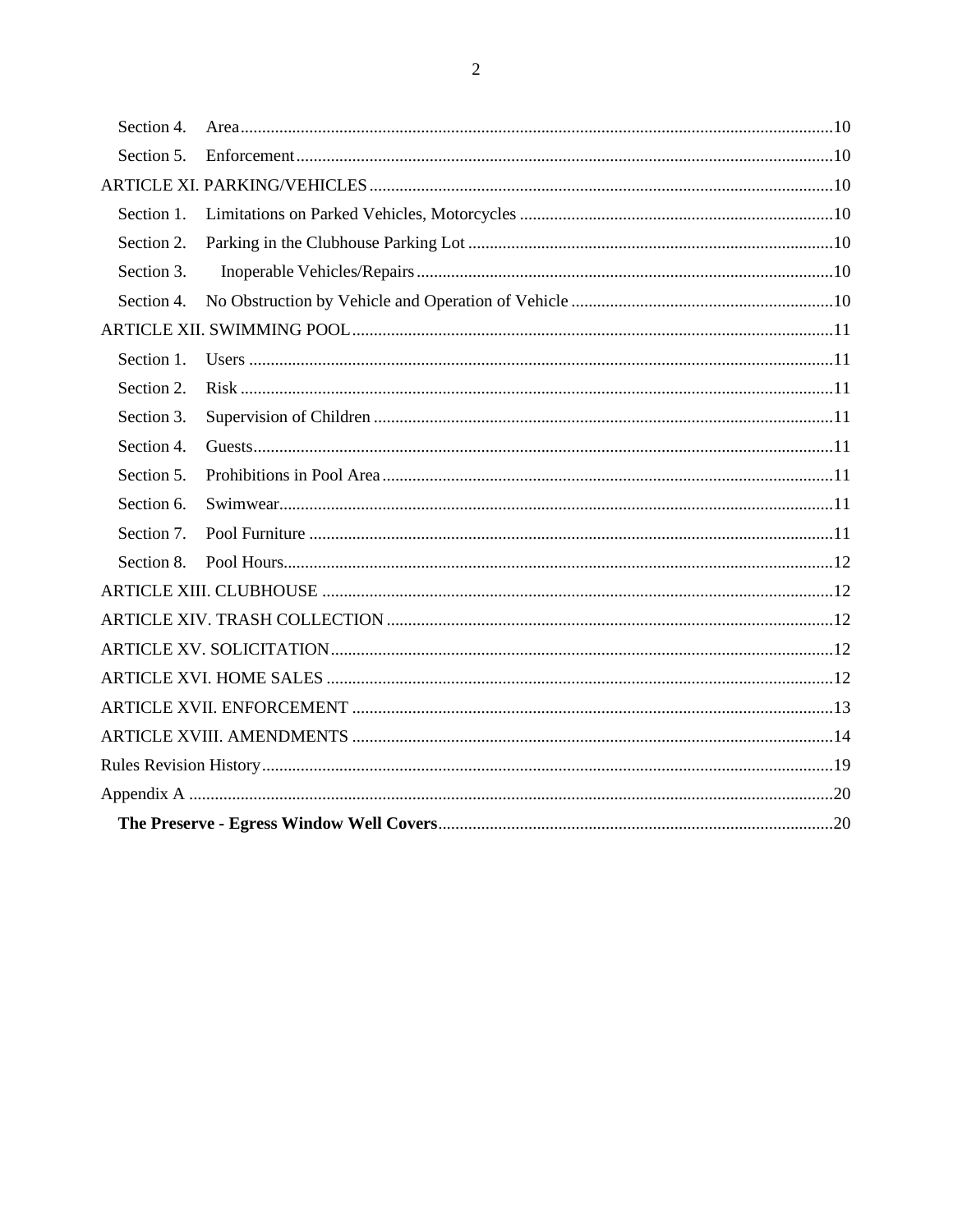Section 4. Area ..... 10

Section 5. Enforcement ..... 10

ARTICLE XI. PARKING/VEHICLES ..... 10

Section 1. Limitations on Parked Vehicles, Motorcycles ..... 10

Section 2. Parking in the Clubhouse Parking Lot ..... 10

Section 3. Inoperable Vehicles/Repairs ..... 10

Section 4. No Obstruction by Vehicle and Operation of Vehicle ..... 10

ARTICLE XII. SWIMMING POOL ..... 11

Section 1. Users ..... 11

Section 2. Risk ..... 11

Section 3. Supervision of Children ..... 11

Section 4. Guests ..... 11

Section 5. Prohibitions in Pool Area ..... 11

Section 6. Swimwear ..... 11

Section 7. Pool Furniture ..... 11

Section 8. Pool Hours ..... 12

ARTICLE XIII. CLUBHOUSE ..... 12

ARTICLE XIV. TRASH COLLECTION ..... 12

ARTICLE XV. SOLICITATION ..... 12

ARTICLE XVI. HOME SALES ..... 12

ARTICLE XVII. ENFORCEMENT ..... 13

ARTICLE XVIII. AMENDMENTS ..... 14

Rules Revision History ..... 19

Appendix A ..... 20

**The Preserve - Egress Window Well Covers** ..... 20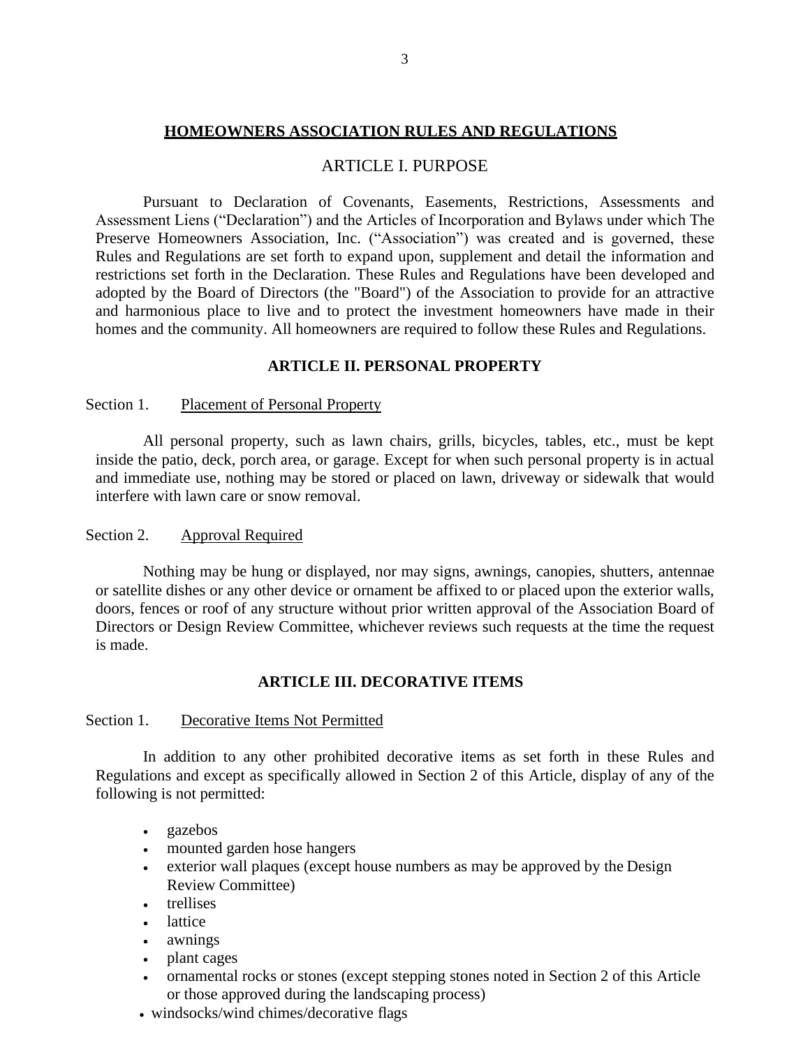## HOMEOWNERS ASSOCIATION RULES AND REGULATIONS

## ARTICLE I. PURPOSE

Pursuant to Declaration of Covenants, Easements, Restrictions, Assessments and Assessment Liens (“Declaration”) and the Articles of Incorporation and Bylaws under which The Preserve Homeowners Association, Inc. (“Association”) was created and is governed, these Rules and Regulations are set forth to expand upon, supplement and detail the information and restrictions set forth in the Declaration. These Rules and Regulations have been developed and adopted by the Board of Directors (the "Board") of the Association to provide for an attractive and harmonious place to live and to protect the investment homeowners have made in their homes and the community. All homeowners are required to follow these Rules and Regulations.

## ARTICLE II. PERSONAL PROPERTY

### Section 1. Placement of Personal Property

All personal property, such as lawn chairs, grills, bicycles, tables, etc., must be kept inside the patio, deck, porch area, or garage. Except for when such personal property is in actual and immediate use, nothing may be stored or placed on lawn, driveway or sidewalk that would interfere with lawn care or snow removal.

### Section 2. Approval Required

Nothing may be hung or displayed, nor may signs, awnings, canopies, shutters, antennae or satellite dishes or any other device or ornament be affixed to or placed upon the exterior walls, doors, fences or roof of any structure without prior written approval of the Association Board of Directors or Design Review Committee, whichever reviews such requests at the time the request is made.

## ARTICLE III. DECORATIVE ITEMS

### Section 1. Decorative Items Not Permitted

In addition to any other prohibited decorative items as set forth in these Rules and Regulations and except as specifically allowed in Section 2 of this Article, display of any of the following is not permitted:

- gazebos
- mounted garden hose hangers
- exterior wall plaques (except house numbers as may be approved by the Design Review Committee)
- trellises
- lattice
- awnings
- plant cages
- ornamental rocks or stones (except stepping stones noted in Section 2 of this Article or those approved during the landscaping process)
- windsocks/wind chimes/decorative flags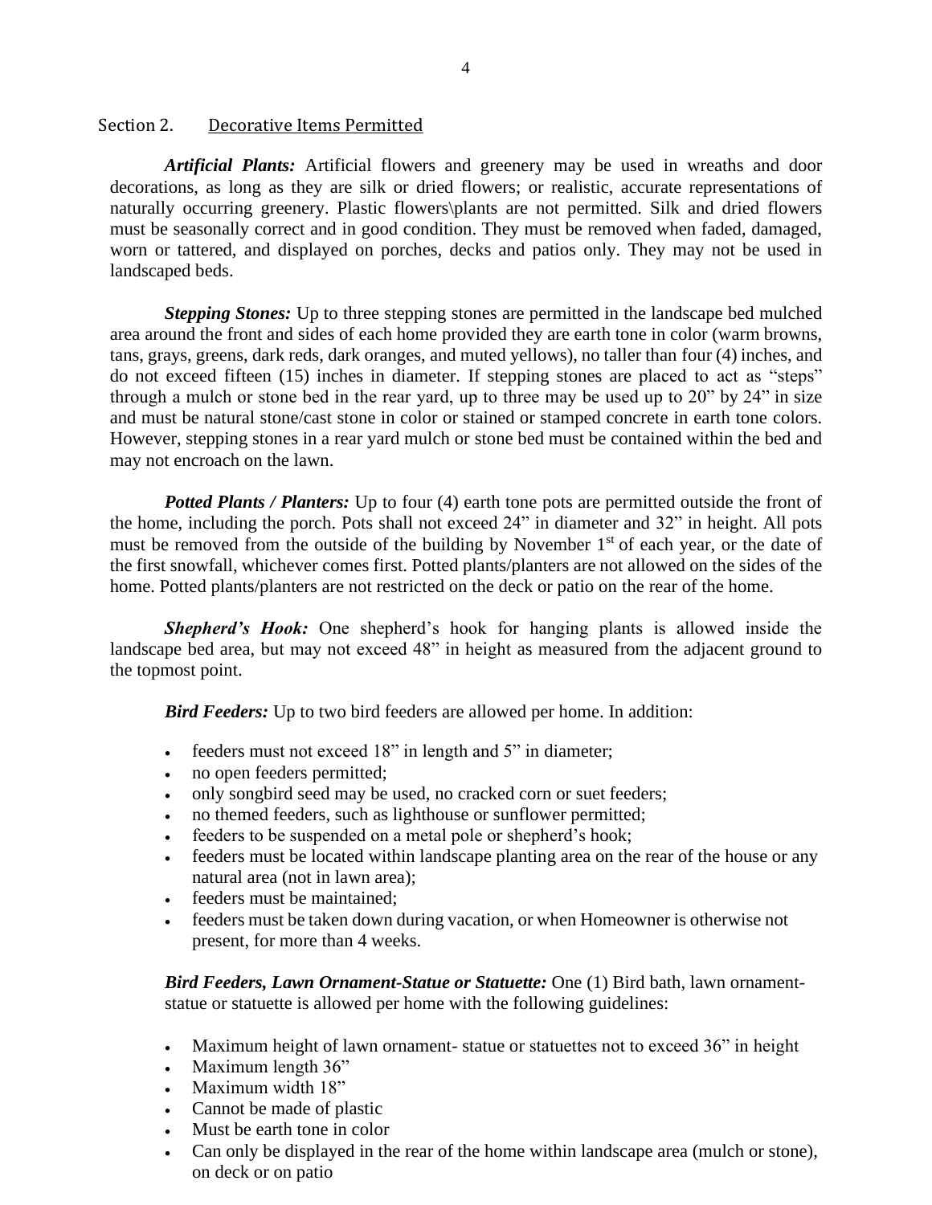## Section 2. Decorative Items Permitted

***Artificial Plants:*** Artificial flowers and greenery may be used in wreaths and door decorations, as long as they are silk or dried flowers; or realistic, accurate representations of naturally occurring greenery. Plastic flowers\plants are not permitted. Silk and dried flowers must be seasonally correct and in good condition. They must be removed when faded, damaged, worn or tattered, and displayed on porches, decks and patios only. They may not be used in landscaped beds.

***Stepping Stones:*** Up to three stepping stones are permitted in the landscape bed mulched area around the front and sides of each home provided they are earth tone in color (warm browns, tans, grays, greens, dark reds, dark oranges, and muted yellows), no taller than four (4) inches, and do not exceed fifteen (15) inches in diameter. If stepping stones are placed to act as "steps" through a mulch or stone bed in the rear yard, up to three may be used up to 20" by 24" in size and must be natural stone/cast stone in color or stained or stamped concrete in earth tone colors. However, stepping stones in a rear yard mulch or stone bed must be contained within the bed and may not encroach on the lawn.

***Potted Plants / Planters:*** Up to four (4) earth tone pots are permitted outside the front of the home, including the porch. Pots shall not exceed 24" in diameter and 32" in height. All pots must be removed from the outside of the building by November 1st of each year, or the date of the first snowfall, whichever comes first. Potted plants/planters are not allowed on the sides of the home. Potted plants/planters are not restricted on the deck or patio on the rear of the home.

***Shepherd's Hook:*** One shepherd's hook for hanging plants is allowed inside the landscape bed area, but may not exceed 48" in height as measured from the adjacent ground to the topmost point.

***Bird Feeders:*** Up to two bird feeders are allowed per home. In addition:

- feeders must not exceed 18" in length and 5" in diameter;
- no open feeders permitted;
- only songbird seed may be used, no cracked corn or suet feeders;
- no themed feeders, such as lighthouse or sunflower permitted;
- feeders to be suspended on a metal pole or shepherd's hook;
- feeders must be located within landscape planting area on the rear of the house or any natural area (not in lawn area);
- feeders must be maintained;
- feeders must be taken down during vacation, or when Homeowner is otherwise not present, for more than 4 weeks.

***Bird Feeders, Lawn Ornament-Statue or Statuette:*** One (1) Bird bath, lawn ornament-statue or statuette is allowed per home with the following guidelines:

- Maximum height of lawn ornament- statue or statuettes not to exceed 36" in height
- Maximum length 36"
- Maximum width 18"
- Cannot be made of plastic
- Must be earth tone in color
- Can only be displayed in the rear of the home within landscape area (mulch or stone), on deck or on patio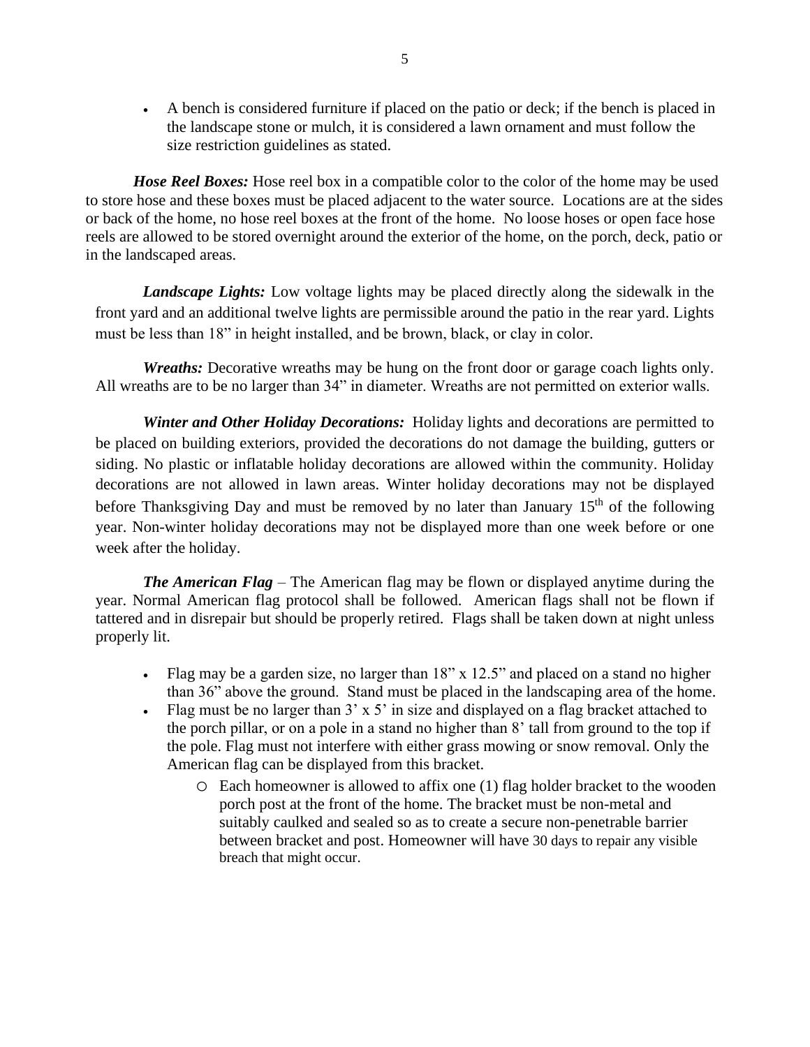- A bench is considered furniture if placed on the patio or deck; if the bench is placed in the landscape stone or mulch, it is considered a lawn ornament and must follow the size restriction guidelines as stated.

***Hose Reel Boxes:*** Hose reel box in a compatible color to the color of the home may be used to store hose and these boxes must be placed adjacent to the water source. Locations are at the sides or back of the home, no hose reel boxes at the front of the home. No loose hoses or open face hose reels are allowed to be stored overnight around the exterior of the home, on the porch, deck, patio or in the landscaped areas.

***Landscape Lights:*** Low voltage lights may be placed directly along the sidewalk in the front yard and an additional twelve lights are permissible around the patio in the rear yard. Lights must be less than 18" in height installed, and be brown, black, or clay in color.

***Wreaths:*** Decorative wreaths may be hung on the front door or garage coach lights only. All wreaths are to be no larger than 34" in diameter. Wreaths are not permitted on exterior walls.

***Winter and Other Holiday Decorations:*** Holiday lights and decorations are permitted to be placed on building exteriors, provided the decorations do not damage the building, gutters or siding. No plastic or inflatable holiday decorations are allowed within the community. Holiday decorations are not allowed in lawn areas. Winter holiday decorations may not be displayed before Thanksgiving Day and must be removed by no later than January 15th of the following year. Non-winter holiday decorations may not be displayed more than one week before or one week after the holiday.

***The American Flag*** – The American flag may be flown or displayed anytime during the year. Normal American flag protocol shall be followed. American flags shall not be flown if tattered and in disrepair but should be properly retired. Flags shall be taken down at night unless properly lit.

- Flag may be a garden size, no larger than 18" x 12.5" and placed on a stand no higher than 36" above the ground. Stand must be placed in the landscaping area of the home.
- Flag must be no larger than 3' x 5' in size and displayed on a flag bracket attached to the porch pillar, or on a pole in a stand no higher than 8' tall from ground to the top if the pole. Flag must not interfere with either grass mowing or snow removal. Only the American flag can be displayed from this bracket.
    - Each homeowner is allowed to affix one (1) flag holder bracket to the wooden porch post at the front of the home. The bracket must be non-metal and suitably caulked and sealed so as to create a secure non-penetrable barrier between bracket and post. Homeowner will have 30 days to repair any visible breach that might occur.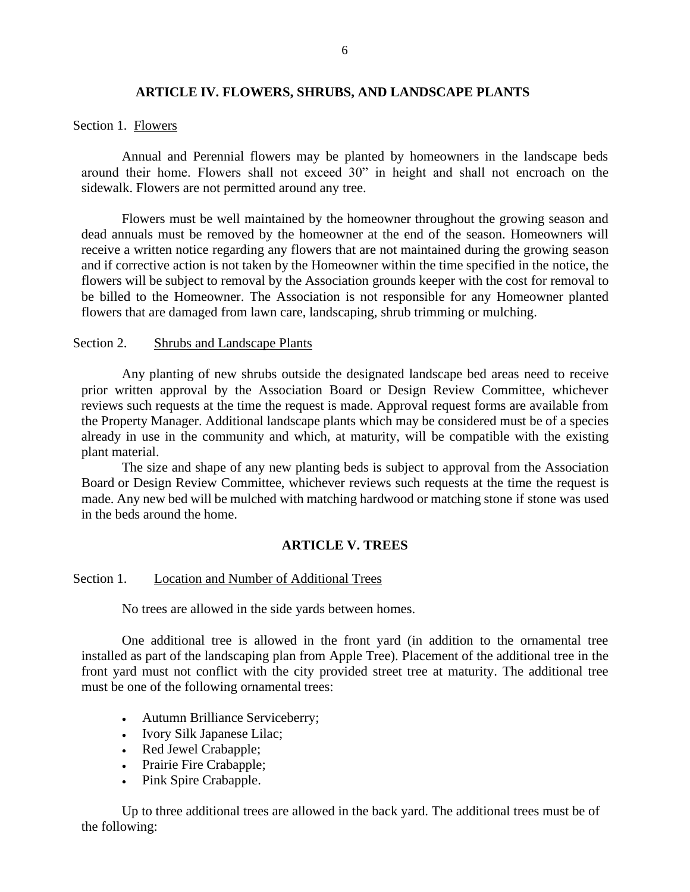## ARTICLE IV. FLOWERS, SHRUBS, AND LANDSCAPE PLANTS

Section 1. Flowers

Annual and Perennial flowers may be planted by homeowners in the landscape beds around their home. Flowers shall not exceed 30" in height and shall not encroach on the sidewalk. Flowers are not permitted around any tree.

Flowers must be well maintained by the homeowner throughout the growing season and dead annuals must be removed by the homeowner at the end of the season. Homeowners will receive a written notice regarding any flowers that are not maintained during the growing season and if corrective action is not taken by the Homeowner within the time specified in the notice, the flowers will be subject to removal by the Association grounds keeper with the cost for removal to be billed to the Homeowner. The Association is not responsible for any Homeowner planted flowers that are damaged from lawn care, landscaping, shrub trimming or mulching.

Section 2. Shrubs and Landscape Plants

Any planting of new shrubs outside the designated landscape bed areas need to receive prior written approval by the Association Board or Design Review Committee, whichever reviews such requests at the time the request is made. Approval request forms are available from the Property Manager. Additional landscape plants which may be considered must be of a species already in use in the community and which, at maturity, will be compatible with the existing plant material.

The size and shape of any new planting beds is subject to approval from the Association Board or Design Review Committee, whichever reviews such requests at the time the request is made. Any new bed will be mulched with matching hardwood or matching stone if stone was used in the beds around the home.

## ARTICLE V. TREES

Section 1. Location and Number of Additional Trees

No trees are allowed in the side yards between homes.

One additional tree is allowed in the front yard (in addition to the ornamental tree installed as part of the landscaping plan from Apple Tree). Placement of the additional tree in the front yard must not conflict with the city provided street tree at maturity. The additional tree must be one of the following ornamental trees:

- Autumn Brilliance Serviceberry;
- Ivory Silk Japanese Lilac;
- Red Jewel Crabapple;
- Prairie Fire Crabapple;
- Pink Spire Crabapple.

Up to three additional trees are allowed in the back yard. The additional trees must be of the following: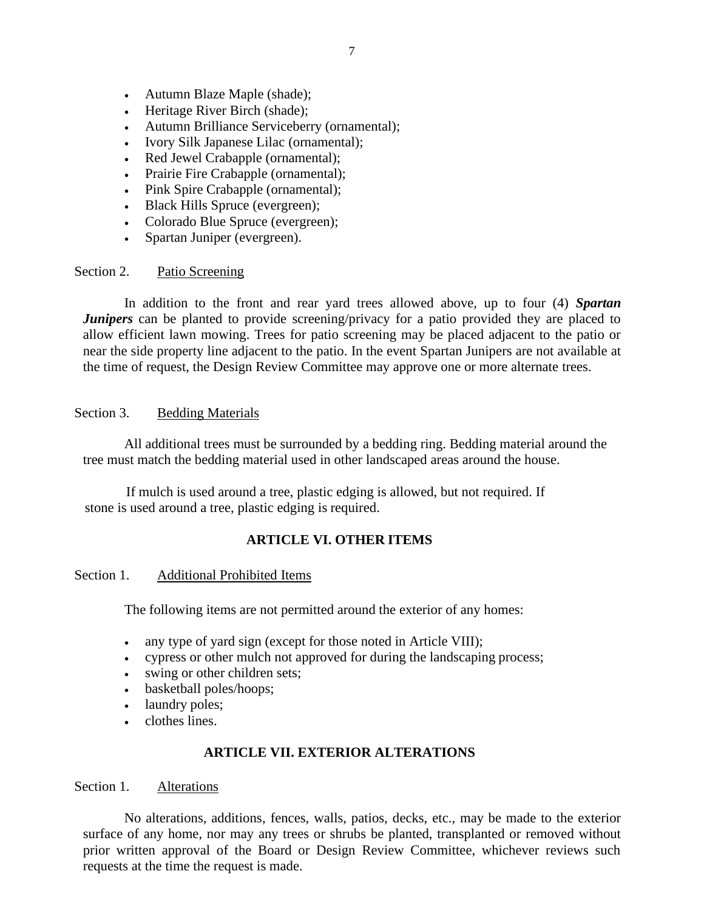- Autumn Blaze Maple (shade);
- Heritage River Birch (shade);
- Autumn Brilliance Serviceberry (ornamental);
- Ivory Silk Japanese Lilac (ornamental);
- Red Jewel Crabapple (ornamental);
- Prairie Fire Crabapple (ornamental);
- Pink Spire Crabapple (ornamental);
- Black Hills Spruce (evergreen);
- Colorado Blue Spruce (evergreen);
- Spartan Juniper (evergreen).

Section 2. Patio Screening

In addition to the front and rear yard trees allowed above, up to four (4) ***Spartan Junipers*** can be planted to provide screening/privacy for a patio provided they are placed to allow efficient lawn mowing. Trees for patio screening may be placed adjacent to the patio or near the side property line adjacent to the patio. In the event Spartan Junipers are not available at the time of request, the Design Review Committee may approve one or more alternate trees.

Section 3. Bedding Materials

All additional trees must be surrounded by a bedding ring. Bedding material around the tree must match the bedding material used in other landscaped areas around the house.

If mulch is used around a tree, plastic edging is allowed, but not required. If stone is used around a tree, plastic edging is required.

## ARTICLE VI. OTHER ITEMS

Section 1. Additional Prohibited Items

The following items are not permitted around the exterior of any homes:

- any type of yard sign (except for those noted in Article VIII);
- cypress or other mulch not approved for during the landscaping process;
- swing or other children sets;
- basketball poles/hoops;
- laundry poles;
- clothes lines.

## ARTICLE VII. EXTERIOR ALTERATIONS

Section 1. Alterations

No alterations, additions, fences, walls, patios, decks, etc., may be made to the exterior surface of any home, nor may any trees or shrubs be planted, transplanted or removed without prior written approval of the Board or Design Review Committee, whichever reviews such requests at the time the request is made.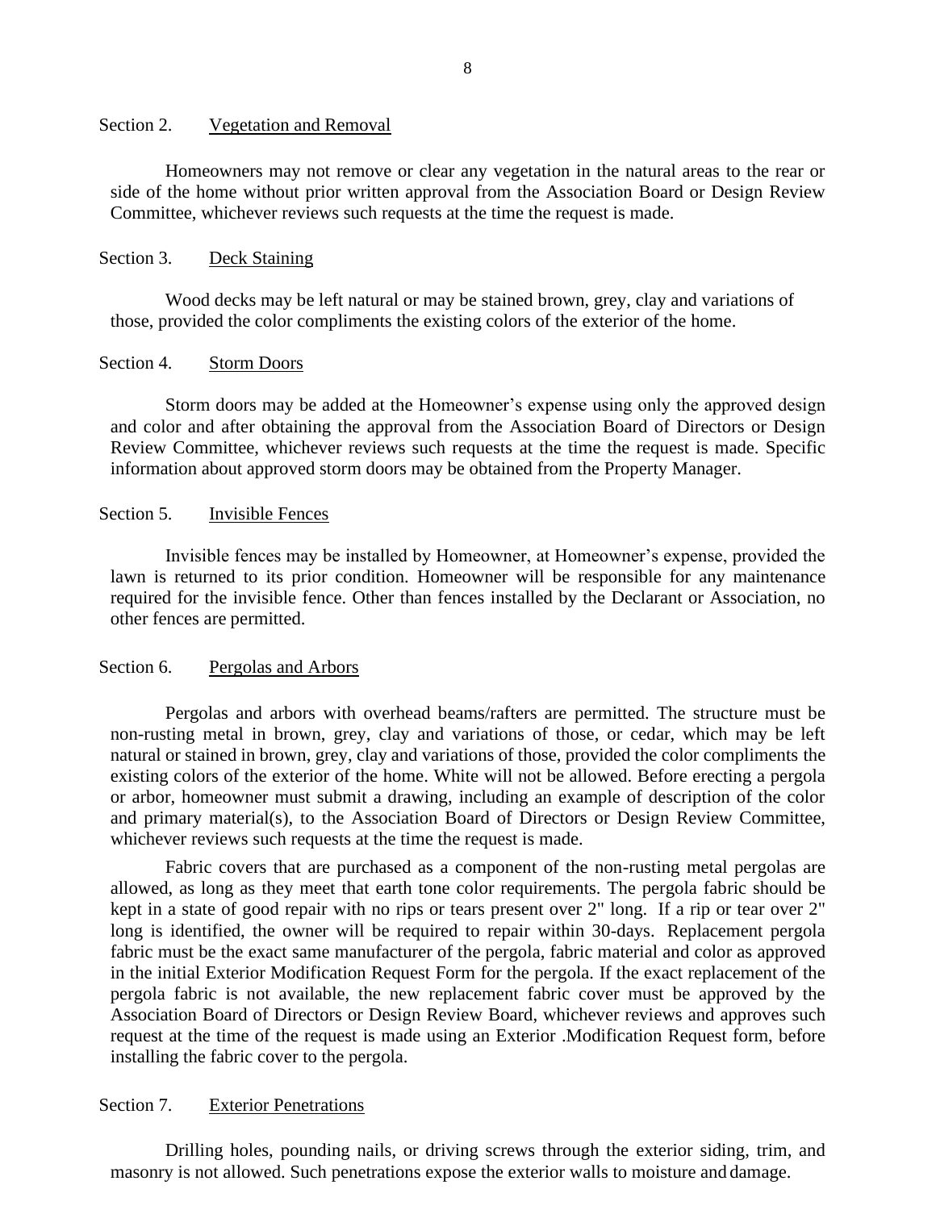## Section 2. Vegetation and Removal

Homeowners may not remove or clear any vegetation in the natural areas to the rear or side of the home without prior written approval from the Association Board or Design Review Committee, whichever reviews such requests at the time the request is made.

## Section 3. Deck Staining

Wood decks may be left natural or may be stained brown, grey, clay and variations of those, provided the color compliments the existing colors of the exterior of the home.

## Section 4. Storm Doors

Storm doors may be added at the Homeowner's expense using only the approved design and color and after obtaining the approval from the Association Board of Directors or Design Review Committee, whichever reviews such requests at the time the request is made. Specific information about approved storm doors may be obtained from the Property Manager.

## Section 5. Invisible Fences

Invisible fences may be installed by Homeowner, at Homeowner's expense, provided the lawn is returned to its prior condition. Homeowner will be responsible for any maintenance required for the invisible fence. Other than fences installed by the Declarant or Association, no other fences are permitted.

## Section 6. Pergolas and Arbors

Pergolas and arbors with overhead beams/rafters are permitted. The structure must be non-rusting metal in brown, grey, clay and variations of those, or cedar, which may be left natural or stained in brown, grey, clay and variations of those, provided the color compliments the existing colors of the exterior of the home. White will not be allowed. Before erecting a pergola or arbor, homeowner must submit a drawing, including an example of description of the color and primary material(s), to the Association Board of Directors or Design Review Committee, whichever reviews such requests at the time the request is made.

Fabric covers that are purchased as a component of the non-rusting metal pergolas are allowed, as long as they meet that earth tone color requirements. The pergola fabric should be kept in a state of good repair with no rips or tears present over 2" long. If a rip or tear over 2" long is identified, the owner will be required to repair within 30-days. Replacement pergola fabric must be the exact same manufacturer of the pergola, fabric material and color as approved in the initial Exterior Modification Request Form for the pergola. If the exact replacement of the pergola fabric is not available, the new replacement fabric cover must be approved by the Association Board of Directors or Design Review Board, whichever reviews and approves such request at the time of the request is made using an Exterior .Modification Request form, before installing the fabric cover to the pergola.

## Section 7. Exterior Penetrations

Drilling holes, pounding nails, or driving screws through the exterior siding, trim, and masonry is not allowed. Such penetrations expose the exterior walls to moisture and damage.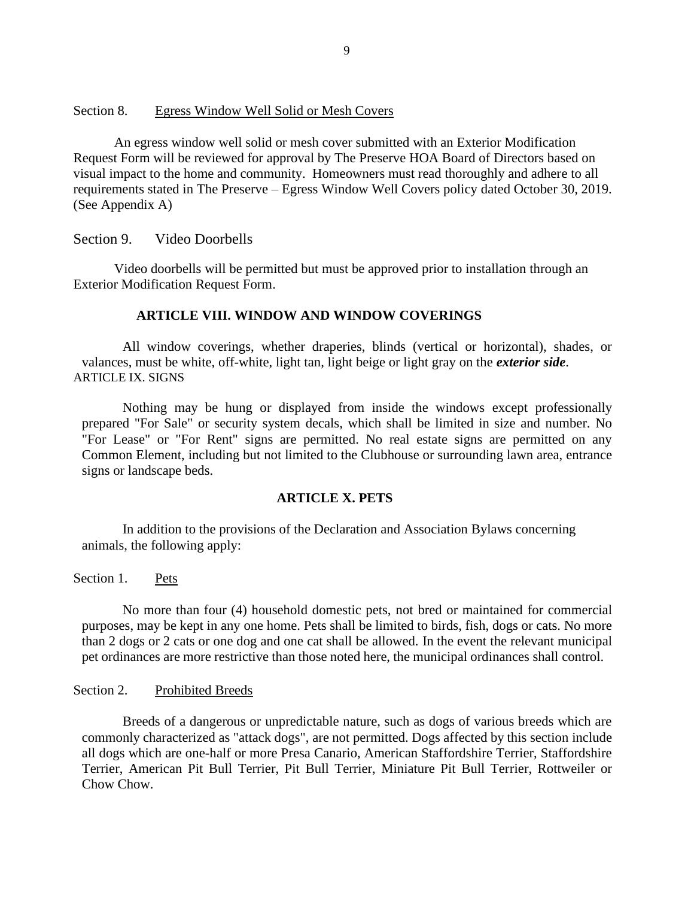Section 8. <u>Egress Window Well Solid or Mesh Covers</u>

An egress window well solid or mesh cover submitted with an Exterior Modification Request Form will be reviewed for approval by The Preserve HOA Board of Directors based on visual impact to the home and community. Homeowners must read thoroughly and adhere to all requirements stated in The Preserve – Egress Window Well Covers policy dated October 30, 2019. (See Appendix A)

Section 9. Video Doorbells

Video doorbells will be permitted but must be approved prior to installation through an Exterior Modification Request Form.

## ARTICLE VIII. WINDOW AND WINDOW COVERINGS

All window coverings, whether draperies, blinds (vertical or horizontal), shades, or valances, must be white, off-white, light tan, light beige or light gray on the ***exterior side***.

ARTICLE IX. SIGNS

Nothing may be hung or displayed from inside the windows except professionally prepared "For Sale" or security system decals, which shall be limited in size and number. No "For Lease" or "For Rent" signs are permitted. No real estate signs are permitted on any Common Element, including but not limited to the Clubhouse or surrounding lawn area, entrance signs or landscape beds.

## ARTICLE X. PETS

In addition to the provisions of the Declaration and Association Bylaws concerning animals, the following apply:

Section 1. <u>Pets</u>

No more than four (4) household domestic pets, not bred or maintained for commercial purposes, may be kept in any one home. Pets shall be limited to birds, fish, dogs or cats. No more than 2 dogs or 2 cats or one dog and one cat shall be allowed. In the event the relevant municipal pet ordinances are more restrictive than those noted here, the municipal ordinances shall control.

Section 2. <u>Prohibited Breeds</u>

Breeds of a dangerous or unpredictable nature, such as dogs of various breeds which are commonly characterized as "attack dogs", are not permitted. Dogs affected by this section include all dogs which are one-half or more Presa Canario, American Staffordshire Terrier, Staffordshire Terrier, American Pit Bull Terrier, Pit Bull Terrier, Miniature Pit Bull Terrier, Rottweiler or Chow Chow.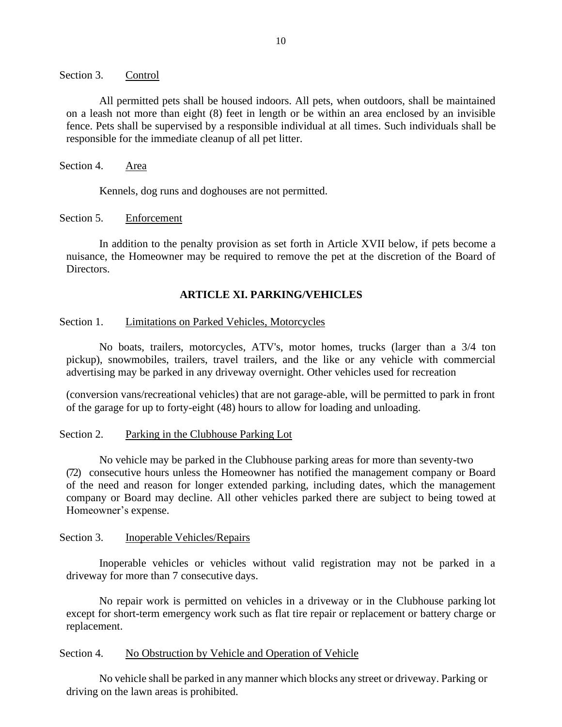Section 3. Control

All permitted pets shall be housed indoors. All pets, when outdoors, shall be maintained on a leash not more than eight (8) feet in length or be within an area enclosed by an invisible fence. Pets shall be supervised by a responsible individual at all times. Such individuals shall be responsible for the immediate cleanup of all pet litter.

Section 4. Area

Kennels, dog runs and doghouses are not permitted.

Section 5. Enforcement

In addition to the penalty provision as set forth in Article XVII below, if pets become a nuisance, the Homeowner may be required to remove the pet at the discretion of the Board of Directors.

## ARTICLE XI. PARKING/VEHICLES

Section 1. Limitations on Parked Vehicles, Motorcycles

No boats, trailers, motorcycles, ATV's, motor homes, trucks (larger than a 3/4 ton pickup), snowmobiles, trailers, travel trailers, and the like or any vehicle with commercial advertising may be parked in any driveway overnight. Other vehicles used for recreation

(conversion vans/recreational vehicles) that are not garage-able, will be permitted to park in front of the garage for up to forty-eight (48) hours to allow for loading and unloading.

Section 2. Parking in the Clubhouse Parking Lot

No vehicle may be parked in the Clubhouse parking areas for more than seventy-two (72) consecutive hours unless the Homeowner has notified the management company or Board of the need and reason for longer extended parking, including dates, which the management company or Board may decline. All other vehicles parked there are subject to being towed at Homeowner's expense.

Section 3. Inoperable Vehicles/Repairs

Inoperable vehicles or vehicles without valid registration may not be parked in a driveway for more than 7 consecutive days.

No repair work is permitted on vehicles in a driveway or in the Clubhouse parking lot except for short-term emergency work such as flat tire repair or replacement or battery charge or replacement.

Section 4. No Obstruction by Vehicle and Operation of Vehicle

No vehicle shall be parked in any manner which blocks any street or driveway. Parking or driving on the lawn areas is prohibited.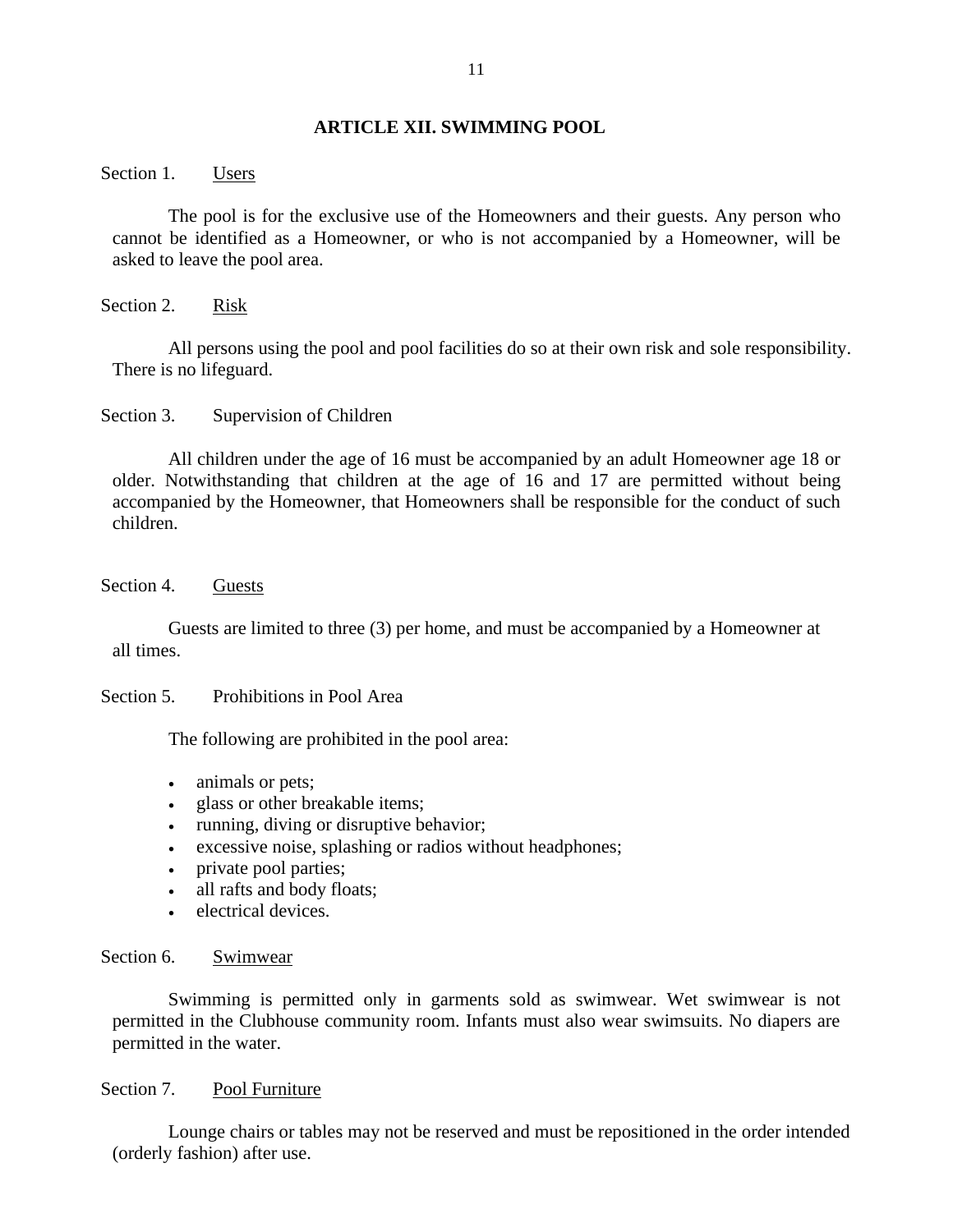## ARTICLE XII. SWIMMING POOL

Section 1. Users

The pool is for the exclusive use of the Homeowners and their guests. Any person who cannot be identified as a Homeowner, or who is not accompanied by a Homeowner, will be asked to leave the pool area.

Section 2. Risk

All persons using the pool and pool facilities do so at their own risk and sole responsibility. There is no lifeguard.

Section 3. Supervision of Children

All children under the age of 16 must be accompanied by an adult Homeowner age 18 or older. Notwithstanding that children at the age of 16 and 17 are permitted without being accompanied by the Homeowner, that Homeowners shall be responsible for the conduct of such children.

Section 4. Guests

Guests are limited to three (3) per home, and must be accompanied by a Homeowner at all times.

Section 5. Prohibitions in Pool Area

The following are prohibited in the pool area:

- animals or pets;
- glass or other breakable items;
- running, diving or disruptive behavior;
- excessive noise, splashing or radios without headphones;
- private pool parties;
- all rafts and body floats;
- electrical devices.

Section 6. Swimwear

Swimming is permitted only in garments sold as swimwear. Wet swimwear is not permitted in the Clubhouse community room. Infants must also wear swimsuits. No diapers are permitted in the water.

Section 7. Pool Furniture

Lounge chairs or tables may not be reserved and must be repositioned in the order intended (orderly fashion) after use.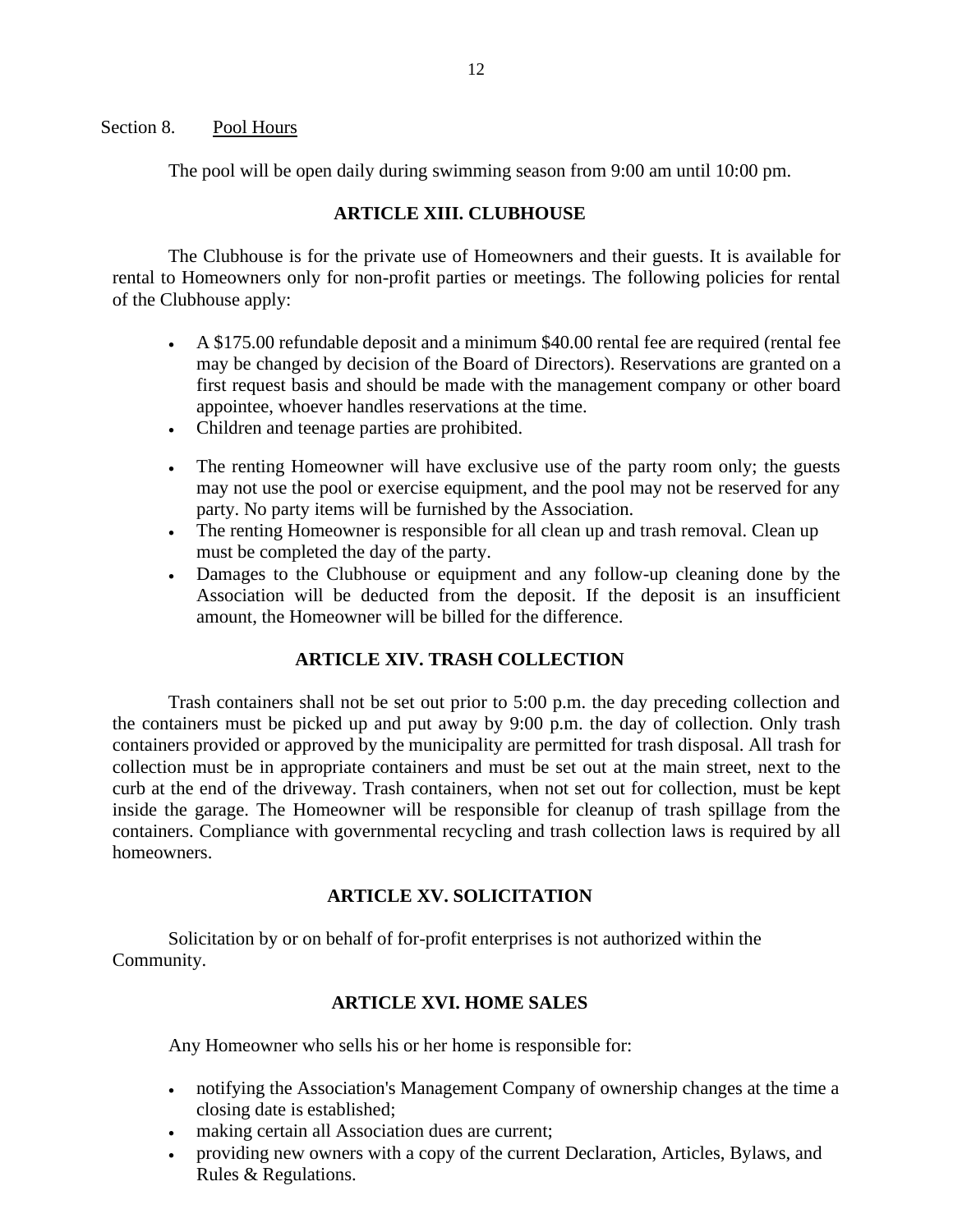Section 8. Pool Hours

The pool will be open daily during swimming season from 9:00 am until 10:00 pm.

## ARTICLE XIII. CLUBHOUSE

The Clubhouse is for the private use of Homeowners and their guests. It is available for rental to Homeowners only for non-profit parties or meetings. The following policies for rental of the Clubhouse apply:

- A $175.00 refundable deposit and a minimum $40.00 rental fee are required (rental fee may be changed by decision of the Board of Directors). Reservations are granted on a first request basis and should be made with the management company or other board appointee, whoever handles reservations at the time.
- Children and teenage parties are prohibited.
- The renting Homeowner will have exclusive use of the party room only; the guests may not use the pool or exercise equipment, and the pool may not be reserved for any party. No party items will be furnished by the Association.
- The renting Homeowner is responsible for all clean up and trash removal. Clean up must be completed the day of the party.
- Damages to the Clubhouse or equipment and any follow-up cleaning done by the Association will be deducted from the deposit. If the deposit is an insufficient amount, the Homeowner will be billed for the difference.

## ARTICLE XIV. TRASH COLLECTION

Trash containers shall not be set out prior to 5:00 p.m. the day preceding collection and the containers must be picked up and put away by 9:00 p.m. the day of collection. Only trash containers provided or approved by the municipality are permitted for trash disposal. All trash for collection must be in appropriate containers and must be set out at the main street, next to the curb at the end of the driveway. Trash containers, when not set out for collection, must be kept inside the garage. The Homeowner will be responsible for cleanup of trash spillage from the containers. Compliance with governmental recycling and trash collection laws is required by all homeowners.

## ARTICLE XV. SOLICITATION

Solicitation by or on behalf of for-profit enterprises is not authorized within the Community.

## ARTICLE XVI. HOME SALES

Any Homeowner who sells his or her home is responsible for:

- notifying the Association's Management Company of ownership changes at the time a closing date is established;
- making certain all Association dues are current;
- providing new owners with a copy of the current Declaration, Articles, Bylaws, and Rules & Regulations.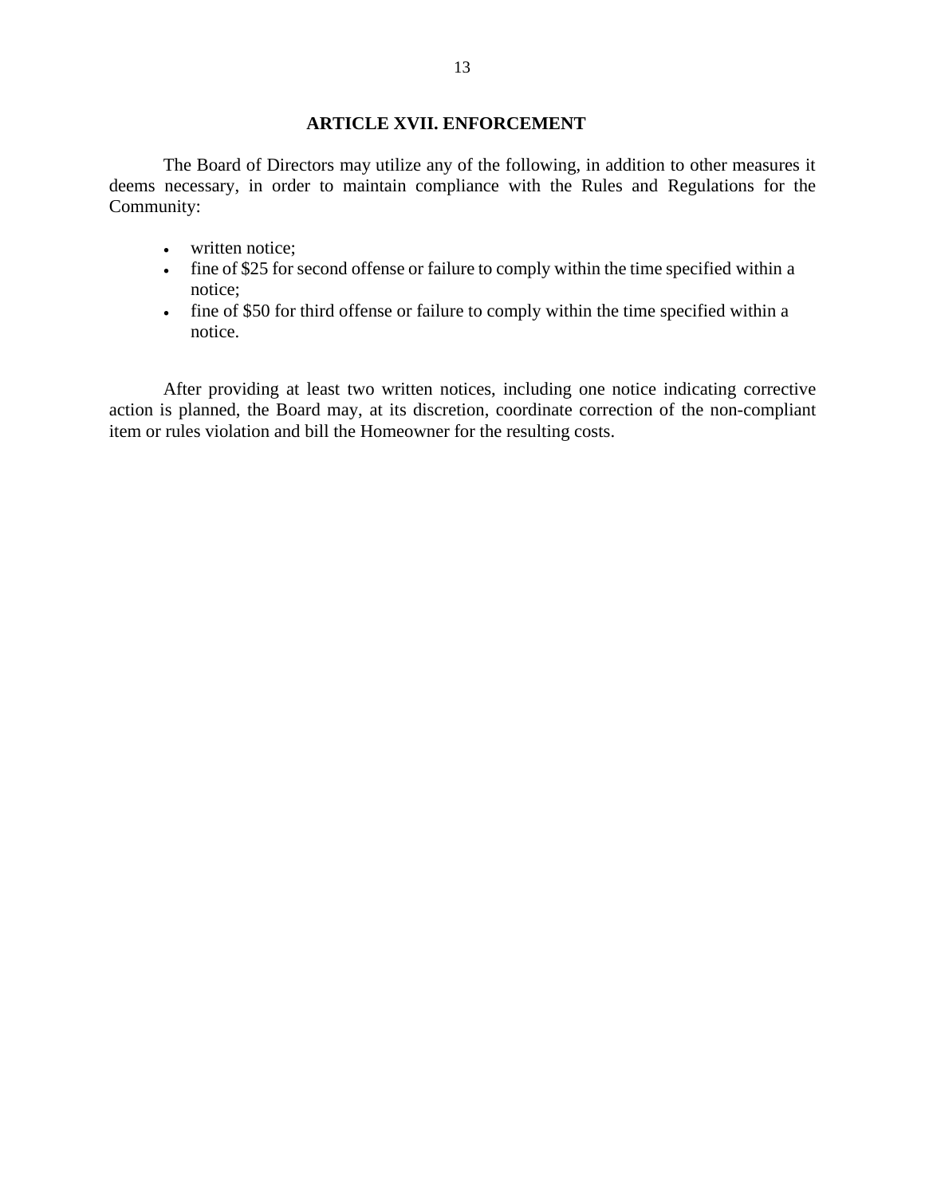## ARTICLE XVII. ENFORCEMENT

The Board of Directors may utilize any of the following, in addition to other measures it deems necessary, in order to maintain compliance with the Rules and Regulations for the Community:

- written notice;
- fine of $25 for second offense or failure to comply within the time specified within a notice;
- fine of $50 for third offense or failure to comply within the time specified within a notice.

After providing at least two written notices, including one notice indicating corrective action is planned, the Board may, at its discretion, coordinate correction of the non-compliant item or rules violation and bill the Homeowner for the resulting costs.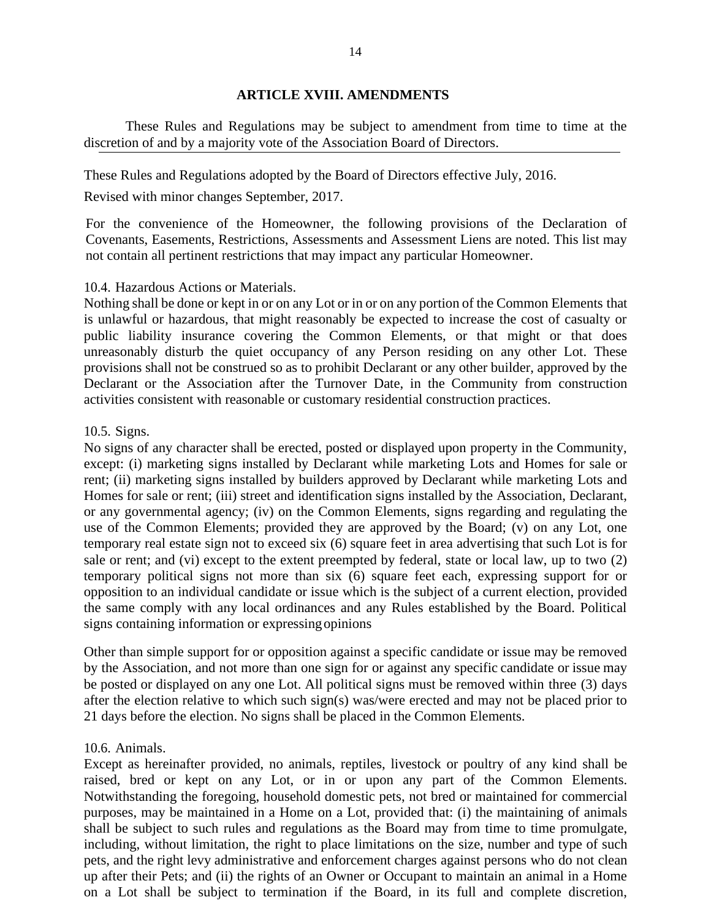## ARTICLE XVIII. AMENDMENTS

These Rules and Regulations may be subject to amendment from time to time at the discretion of and by a majority vote of the Association Board of Directors.

These Rules and Regulations adopted by the Board of Directors effective July, 2016.

Revised with minor changes September, 2017.

For the convenience of the Homeowner, the following provisions of the Declaration of Covenants, Easements, Restrictions, Assessments and Assessment Liens are noted. This list may not contain all pertinent restrictions that may impact any particular Homeowner.

10.4. Hazardous Actions or Materials.
Nothing shall be done or kept in or on any Lot or in or on any portion of the Common Elements that is unlawful or hazardous, that might reasonably be expected to increase the cost of casualty or public liability insurance covering the Common Elements, or that might or that does unreasonably disturb the quiet occupancy of any Person residing on any other Lot. These provisions shall not be construed so as to prohibit Declarant or any other builder, approved by the Declarant or the Association after the Turnover Date, in the Community from construction activities consistent with reasonable or customary residential construction practices.

10.5. Signs.
No signs of any character shall be erected, posted or displayed upon property in the Community, except: (i) marketing signs installed by Declarant while marketing Lots and Homes for sale or rent; (ii) marketing signs installed by builders approved by Declarant while marketing Lots and Homes for sale or rent; (iii) street and identification signs installed by the Association, Declarant, or any governmental agency; (iv) on the Common Elements, signs regarding and regulating the use of the Common Elements; provided they are approved by the Board; (v) on any Lot, one temporary real estate sign not to exceed six (6) square feet in area advertising that such Lot is for sale or rent; and (vi) except to the extent preempted by federal, state or local law, up to two (2) temporary political signs not more than six (6) square feet each, expressing support for or opposition to an individual candidate or issue which is the subject of a current election, provided the same comply with any local ordinances and any Rules established by the Board. Political signs containing information or expressing opinions

Other than simple support for or opposition against a specific candidate or issue may be removed by the Association, and not more than one sign for or against any specific candidate or issue may be posted or displayed on any one Lot. All political signs must be removed within three (3) days after the election relative to which such sign(s) was/were erected and may not be placed prior to 21 days before the election. No signs shall be placed in the Common Elements.

10.6. Animals.
Except as hereinafter provided, no animals, reptiles, livestock or poultry of any kind shall be raised, bred or kept on any Lot, or in or upon any part of the Common Elements. Notwithstanding the foregoing, household domestic pets, not bred or maintained for commercial purposes, may be maintained in a Home on a Lot, provided that: (i) the maintaining of animals shall be subject to such rules and regulations as the Board may from time to time promulgate, including, without limitation, the right to place limitations on the size, number and type of such pets, and the right levy administrative and enforcement charges against persons who do not clean up after their Pets; and (ii) the rights of an Owner or Occupant to maintain an animal in a Home on a Lot shall be subject to termination if the Board, in its full and complete discretion,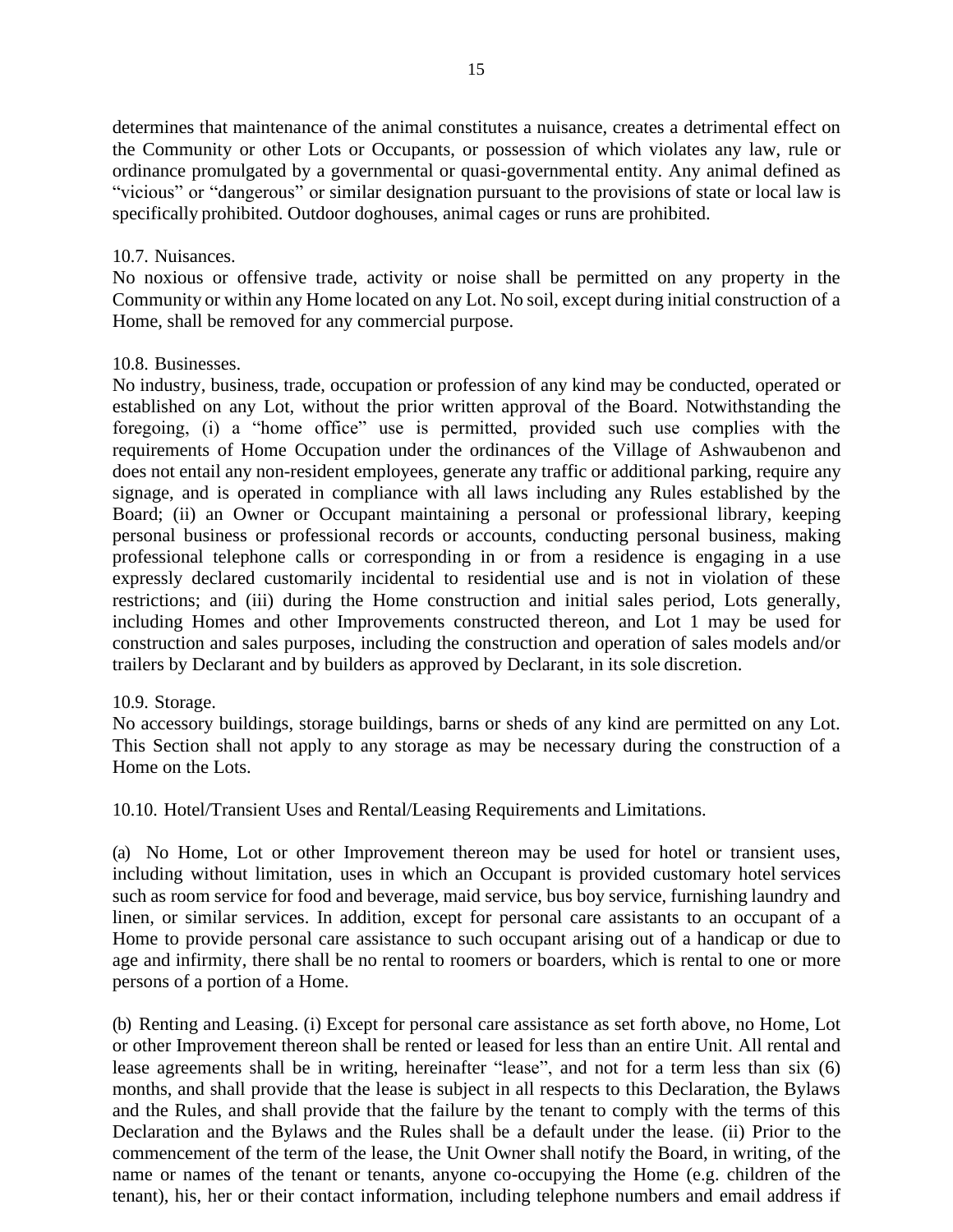determines that maintenance of the animal constitutes a nuisance, creates a detrimental effect on the Community or other Lots or Occupants, or possession of which violates any law, rule or ordinance promulgated by a governmental or quasi-governmental entity. Any animal defined as "vicious" or "dangerous" or similar designation pursuant to the provisions of state or local law is specifically prohibited. Outdoor doghouses, animal cages or runs are prohibited.

10.7. Nuisances.
No noxious or offensive trade, activity or noise shall be permitted on any property in the Community or within any Home located on any Lot. No soil, except during initial construction of a Home, shall be removed for any commercial purpose.

10.8. Businesses.
No industry, business, trade, occupation or profession of any kind may be conducted, operated or established on any Lot, without the prior written approval of the Board. Notwithstanding the foregoing, (i) a "home office" use is permitted, provided such use complies with the requirements of Home Occupation under the ordinances of the Village of Ashwaubenon and does not entail any non-resident employees, generate any traffic or additional parking, require any signage, and is operated in compliance with all laws including any Rules established by the Board; (ii) an Owner or Occupant maintaining a personal or professional library, keeping personal business or professional records or accounts, conducting personal business, making professional telephone calls or corresponding in or from a residence is engaging in a use expressly declared customarily incidental to residential use and is not in violation of these restrictions; and (iii) during the Home construction and initial sales period, Lots generally, including Homes and other Improvements constructed thereon, and Lot 1 may be used for construction and sales purposes, including the construction and operation of sales models and/or trailers by Declarant and by builders as approved by Declarant, in its sole discretion.

10.9. Storage.
No accessory buildings, storage buildings, barns or sheds of any kind are permitted on any Lot. This Section shall not apply to any storage as may be necessary during the construction of a Home on the Lots.

10.10. Hotel/Transient Uses and Rental/Leasing Requirements and Limitations.

(a) No Home, Lot or other Improvement thereon may be used for hotel or transient uses, including without limitation, uses in which an Occupant is provided customary hotel services such as room service for food and beverage, maid service, bus boy service, furnishing laundry and linen, or similar services. In addition, except for personal care assistants to an occupant of a Home to provide personal care assistance to such occupant arising out of a handicap or due to age and infirmity, there shall be no rental to roomers or boarders, which is rental to one or more persons of a portion of a Home.

(b) Renting and Leasing. (i) Except for personal care assistance as set forth above, no Home, Lot or other Improvement thereon shall be rented or leased for less than an entire Unit. All rental and lease agreements shall be in writing, hereinafter "lease", and not for a term less than six (6) months, and shall provide that the lease is subject in all respects to this Declaration, the Bylaws and the Rules, and shall provide that the failure by the tenant to comply with the terms of this Declaration and the Bylaws and the Rules shall be a default under the lease. (ii) Prior to the commencement of the term of the lease, the Unit Owner shall notify the Board, in writing, of the name or names of the tenant or tenants, anyone co-occupying the Home (e.g. children of the tenant), his, her or their contact information, including telephone numbers and email address if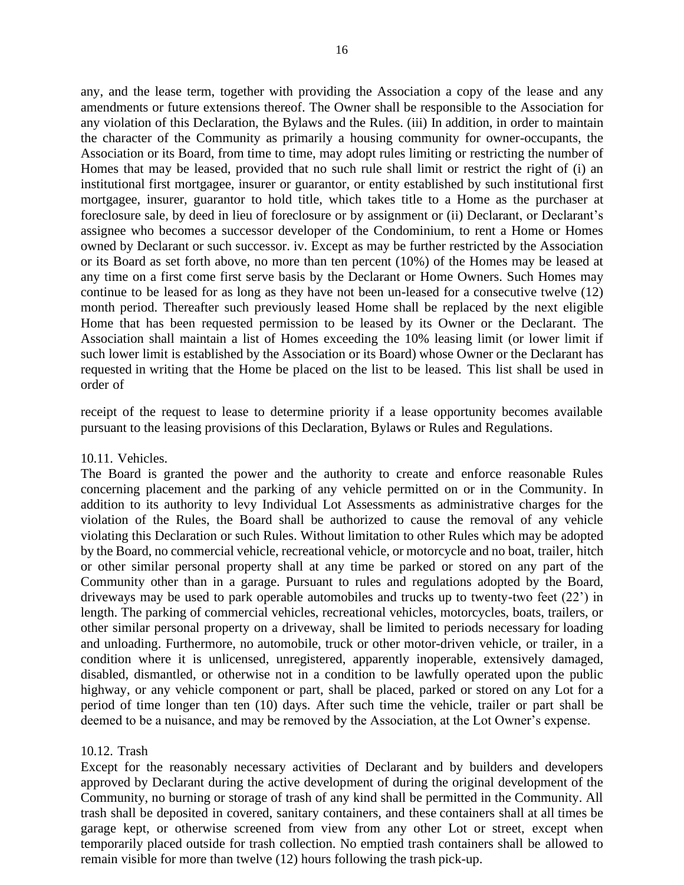any, and the lease term, together with providing the Association a copy of the lease and any amendments or future extensions thereof. The Owner shall be responsible to the Association for any violation of this Declaration, the Bylaws and the Rules. (iii) In addition, in order to maintain the character of the Community as primarily a housing community for owner-occupants, the Association or its Board, from time to time, may adopt rules limiting or restricting the number of Homes that may be leased, provided that no such rule shall limit or restrict the right of (i) an institutional first mortgagee, insurer or guarantor, or entity established by such institutional first mortgagee, insurer, guarantor to hold title, which takes title to a Home as the purchaser at foreclosure sale, by deed in lieu of foreclosure or by assignment or (ii) Declarant, or Declarant's assignee who becomes a successor developer of the Condominium, to rent a Home or Homes owned by Declarant or such successor. iv. Except as may be further restricted by the Association or its Board as set forth above, no more than ten percent (10%) of the Homes may be leased at any time on a first come first serve basis by the Declarant or Home Owners. Such Homes may continue to be leased for as long as they have not been un-leased for a consecutive twelve (12) month period. Thereafter such previously leased Home shall be replaced by the next eligible Home that has been requested permission to be leased by its Owner or the Declarant. The Association shall maintain a list of Homes exceeding the 10% leasing limit (or lower limit if such lower limit is established by the Association or its Board) whose Owner or the Declarant has requested in writing that the Home be placed on the list to be leased. This list shall be used in order of

receipt of the request to lease to determine priority if a lease opportunity becomes available pursuant to the leasing provisions of this Declaration, Bylaws or Rules and Regulations.

10.11. Vehicles.

The Board is granted the power and the authority to create and enforce reasonable Rules concerning placement and the parking of any vehicle permitted on or in the Community. In addition to its authority to levy Individual Lot Assessments as administrative charges for the violation of the Rules, the Board shall be authorized to cause the removal of any vehicle violating this Declaration or such Rules. Without limitation to other Rules which may be adopted by the Board, no commercial vehicle, recreational vehicle, or motorcycle and no boat, trailer, hitch or other similar personal property shall at any time be parked or stored on any part of the Community other than in a garage. Pursuant to rules and regulations adopted by the Board, driveways may be used to park operable automobiles and trucks up to twenty-two feet (22') in length. The parking of commercial vehicles, recreational vehicles, motorcycles, boats, trailers, or other similar personal property on a driveway, shall be limited to periods necessary for loading and unloading. Furthermore, no automobile, truck or other motor-driven vehicle, or trailer, in a condition where it is unlicensed, unregistered, apparently inoperable, extensively damaged, disabled, dismantled, or otherwise not in a condition to be lawfully operated upon the public highway, or any vehicle component or part, shall be placed, parked or stored on any Lot for a period of time longer than ten (10) days. After such time the vehicle, trailer or part shall be deemed to be a nuisance, and may be removed by the Association, at the Lot Owner's expense.

10.12. Trash

Except for the reasonably necessary activities of Declarant and by builders and developers approved by Declarant during the active development of during the original development of the Community, no burning or storage of trash of any kind shall be permitted in the Community. All trash shall be deposited in covered, sanitary containers, and these containers shall at all times be garage kept, or otherwise screened from view from any other Lot or street, except when temporarily placed outside for trash collection. No emptied trash containers shall be allowed to remain visible for more than twelve (12) hours following the trash pick-up.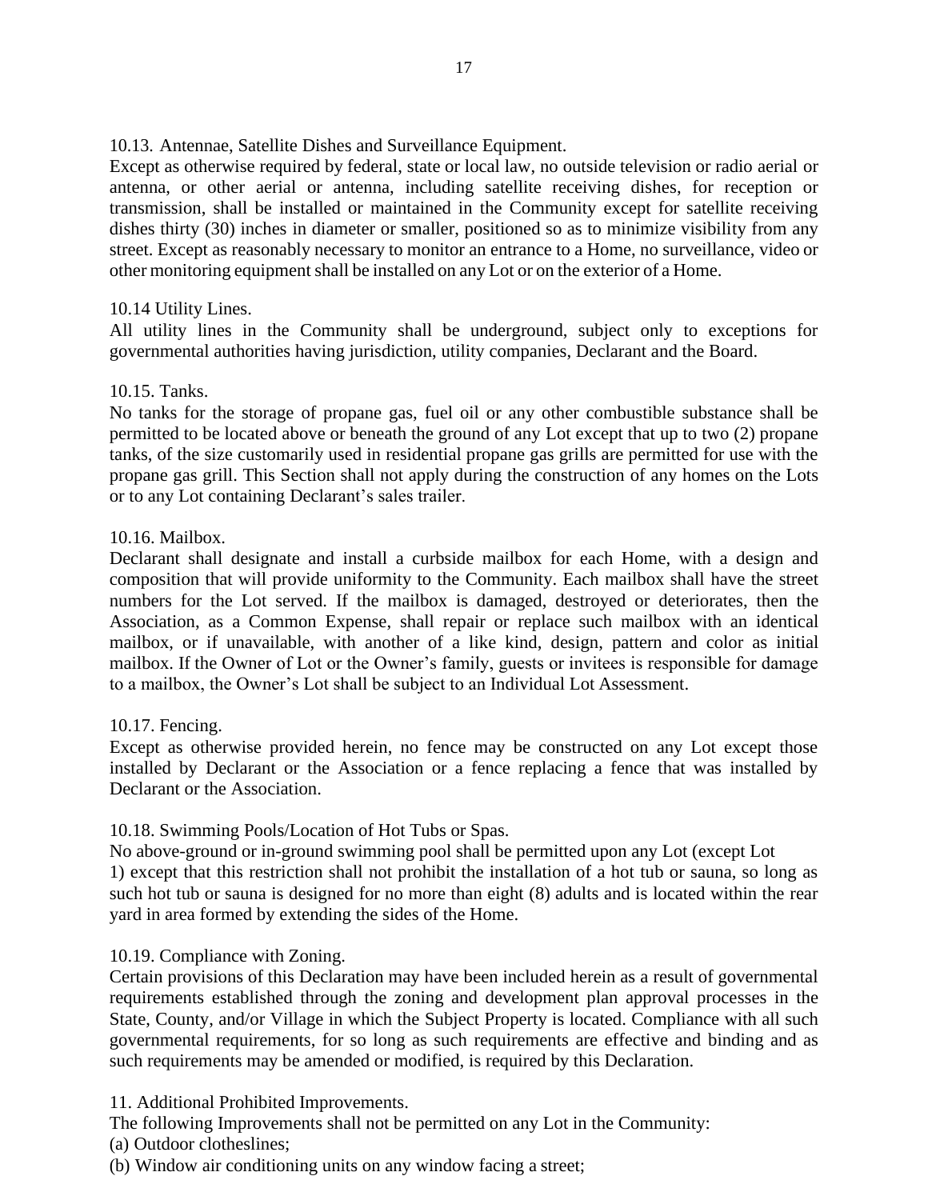10.13. Antennae, Satellite Dishes and Surveillance Equipment.

Except as otherwise required by federal, state or local law, no outside television or radio aerial or antenna, or other aerial or antenna, including satellite receiving dishes, for reception or transmission, shall be installed or maintained in the Community except for satellite receiving dishes thirty (30) inches in diameter or smaller, positioned so as to minimize visibility from any street. Except as reasonably necessary to monitor an entrance to a Home, no surveillance, video or other monitoring equipment shall be installed on any Lot or on the exterior of a Home.

10.14 Utility Lines.

All utility lines in the Community shall be underground, subject only to exceptions for governmental authorities having jurisdiction, utility companies, Declarant and the Board.

10.15. Tanks.

No tanks for the storage of propane gas, fuel oil or any other combustible substance shall be permitted to be located above or beneath the ground of any Lot except that up to two (2) propane tanks, of the size customarily used in residential propane gas grills are permitted for use with the propane gas grill. This Section shall not apply during the construction of any homes on the Lots or to any Lot containing Declarant's sales trailer.

10.16. Mailbox.

Declarant shall designate and install a curbside mailbox for each Home, with a design and composition that will provide uniformity to the Community. Each mailbox shall have the street numbers for the Lot served. If the mailbox is damaged, destroyed or deteriorates, then the Association, as a Common Expense, shall repair or replace such mailbox with an identical mailbox, or if unavailable, with another of a like kind, design, pattern and color as initial mailbox. If the Owner of Lot or the Owner's family, guests or invitees is responsible for damage to a mailbox, the Owner's Lot shall be subject to an Individual Lot Assessment.

10.17. Fencing.

Except as otherwise provided herein, no fence may be constructed on any Lot except those installed by Declarant or the Association or a fence replacing a fence that was installed by Declarant or the Association.

10.18. Swimming Pools/Location of Hot Tubs or Spas.

No above-ground or in-ground swimming pool shall be permitted upon any Lot (except Lot 1) except that this restriction shall not prohibit the installation of a hot tub or sauna, so long as such hot tub or sauna is designed for no more than eight (8) adults and is located within the rear yard in area formed by extending the sides of the Home.

10.19. Compliance with Zoning.

Certain provisions of this Declaration may have been included herein as a result of governmental requirements established through the zoning and development plan approval processes in the State, County, and/or Village in which the Subject Property is located. Compliance with all such governmental requirements, for so long as such requirements are effective and binding and as such requirements may be amended or modified, is required by this Declaration.

11. Additional Prohibited Improvements.

The following Improvements shall not be permitted on any Lot in the Community:

(a) Outdoor clotheslines;

(b) Window air conditioning units on any window facing a street;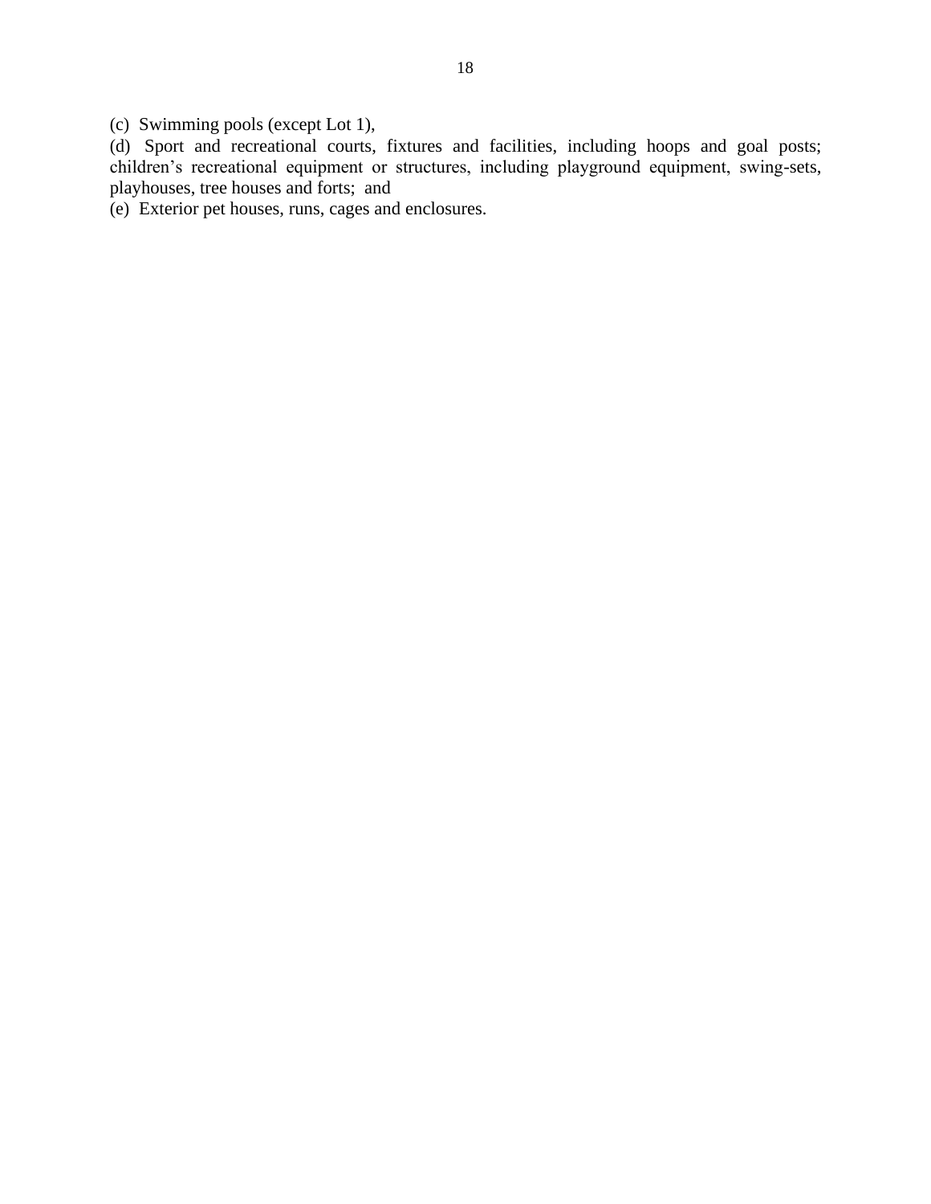(c) Swimming pools (except Lot 1),

(d) Sport and recreational courts, fixtures and facilities, including hoops and goal posts; children's recreational equipment or structures, including playground equipment, swing-sets, playhouses, tree houses and forts; and

(e) Exterior pet houses, runs, cages and enclosures.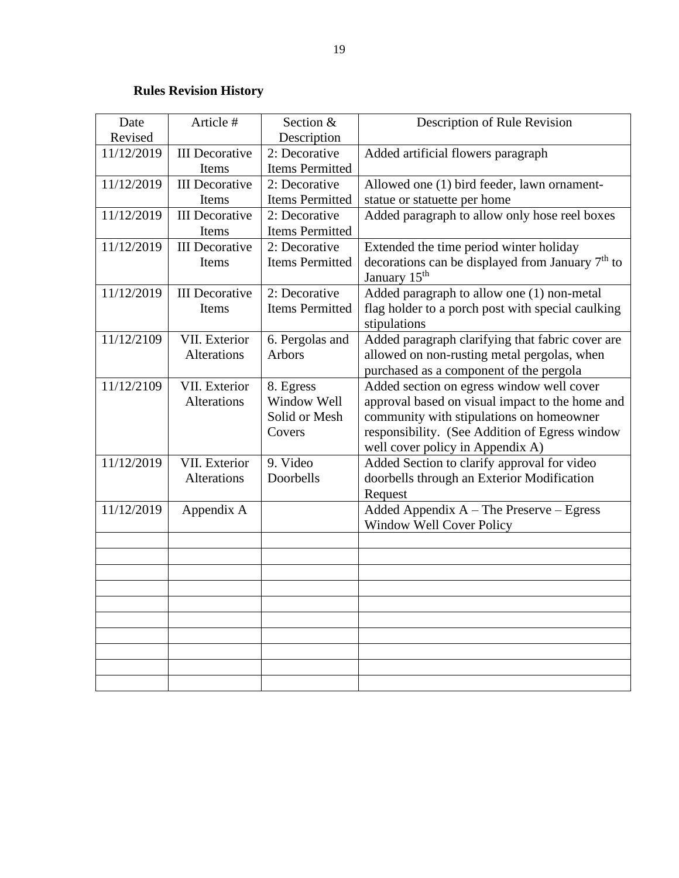**Rules Revision History**

| Date Revised | Article # | Section & Description | Description of Rule Revision |
|---|---|---|---|
| 11/12/2019 | III Decorative Items | 2: Decorative Items Permitted | Added artificial flowers paragraph |
| 11/12/2019 | III Decorative Items | 2: Decorative Items Permitted | Allowed one (1) bird feeder, lawn ornament-statue or statuette per home |
| 11/12/2019 | III Decorative Items | 2: Decorative Items Permitted | Added paragraph to allow only hose reel boxes |
| 11/12/2019 | III Decorative Items | 2: Decorative Items Permitted | Extended the time period winter holiday decorations can be displayed from January 7th to January 15th |
| 11/12/2019 | III Decorative Items | 2: Decorative Items Permitted | Added paragraph to allow one (1) non-metal flag holder to a porch post with special caulking stipulations |
| 11/12/2109 | VII. Exterior Alterations | 6. Pergolas and Arbors | Added paragraph clarifying that fabric cover are allowed on non-rusting metal pergolas, when purchased as a component of the pergola |
| 11/12/2109 | VII. Exterior Alterations | 8. Egress Window Well Solid or Mesh Covers | Added section on egress window well cover approval based on visual impact to the home and community with stipulations on homeowner responsibility. (See Addition of Egress window well cover policy in Appendix A) |
| 11/12/2019 | VII. Exterior Alterations | 9. Video Doorbells | Added Section to clarify approval for video doorbells through an Exterior Modification Request |
| 11/12/2019 | Appendix A | | Added Appendix A – The Preserve – Egress Window Well Cover Policy |
| | | | |
| | | | |
| | | | |
| | | | |
| | | | |
| | | | |
| | | | |
| | | | |
| | | | |
| | | | |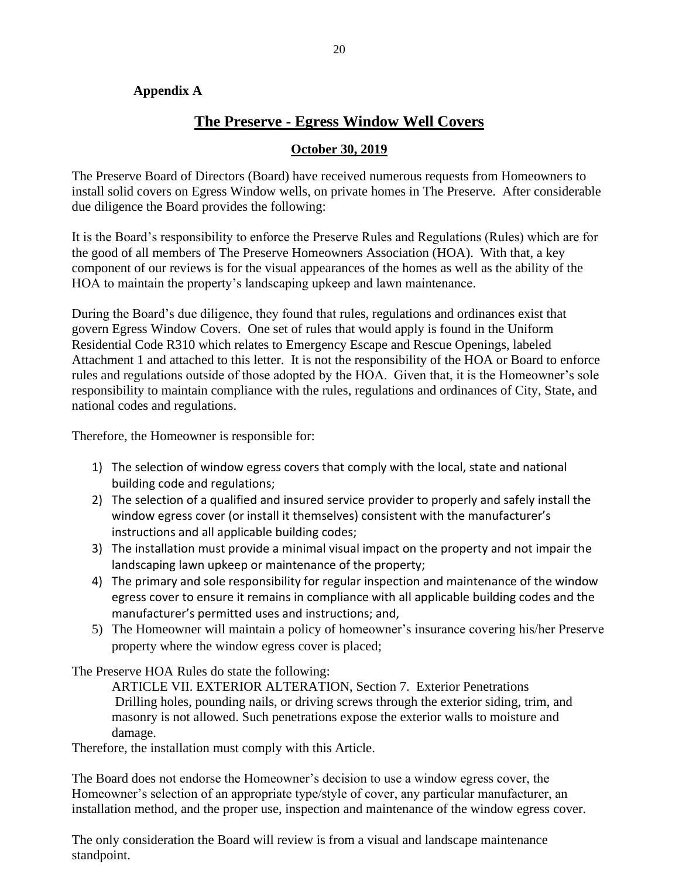**Appendix A**

## The Preserve - Egress Window Well Covers

**October 30, 2019**

The Preserve Board of Directors (Board) have received numerous requests from Homeowners to install solid covers on Egress Window wells, on private homes in The Preserve. After considerable due diligence the Board provides the following:

It is the Board's responsibility to enforce the Preserve Rules and Regulations (Rules) which are for the good of all members of The Preserve Homeowners Association (HOA). With that, a key component of our reviews is for the visual appearances of the homes as well as the ability of the HOA to maintain the property's landscaping upkeep and lawn maintenance.

During the Board's due diligence, they found that rules, regulations and ordinances exist that govern Egress Window Covers. One set of rules that would apply is found in the Uniform Residential Code R310 which relates to Emergency Escape and Rescue Openings, labeled Attachment 1 and attached to this letter. It is not the responsibility of the HOA or Board to enforce rules and regulations outside of those adopted by the HOA. Given that, it is the Homeowner's sole responsibility to maintain compliance with the rules, regulations and ordinances of City, State, and national codes and regulations.

Therefore, the Homeowner is responsible for:

1) The selection of window egress covers that comply with the local, state and national building code and regulations;
2) The selection of a qualified and insured service provider to properly and safely install the window egress cover (or install it themselves) consistent with the manufacturer's instructions and all applicable building codes;
3) The installation must provide a minimal visual impact on the property and not impair the landscaping lawn upkeep or maintenance of the property;
4) The primary and sole responsibility for regular inspection and maintenance of the window egress cover to ensure it remains in compliance with all applicable building codes and the manufacturer's permitted uses and instructions; and,
5) The Homeowner will maintain a policy of homeowner's insurance covering his/her Preserve property where the window egress cover is placed;

The Preserve HOA Rules do state the following:

> ARTICLE VII. EXTERIOR ALTERATION, Section 7. Exterior Penetrations
> Drilling holes, pounding nails, or driving screws through the exterior siding, trim, and masonry is not allowed. Such penetrations expose the exterior walls to moisture and damage.

Therefore, the installation must comply with this Article.

The Board does not endorse the Homeowner's decision to use a window egress cover, the Homeowner's selection of an appropriate type/style of cover, any particular manufacturer, an installation method, and the proper use, inspection and maintenance of the window egress cover.

The only consideration the Board will review is from a visual and landscape maintenance standpoint.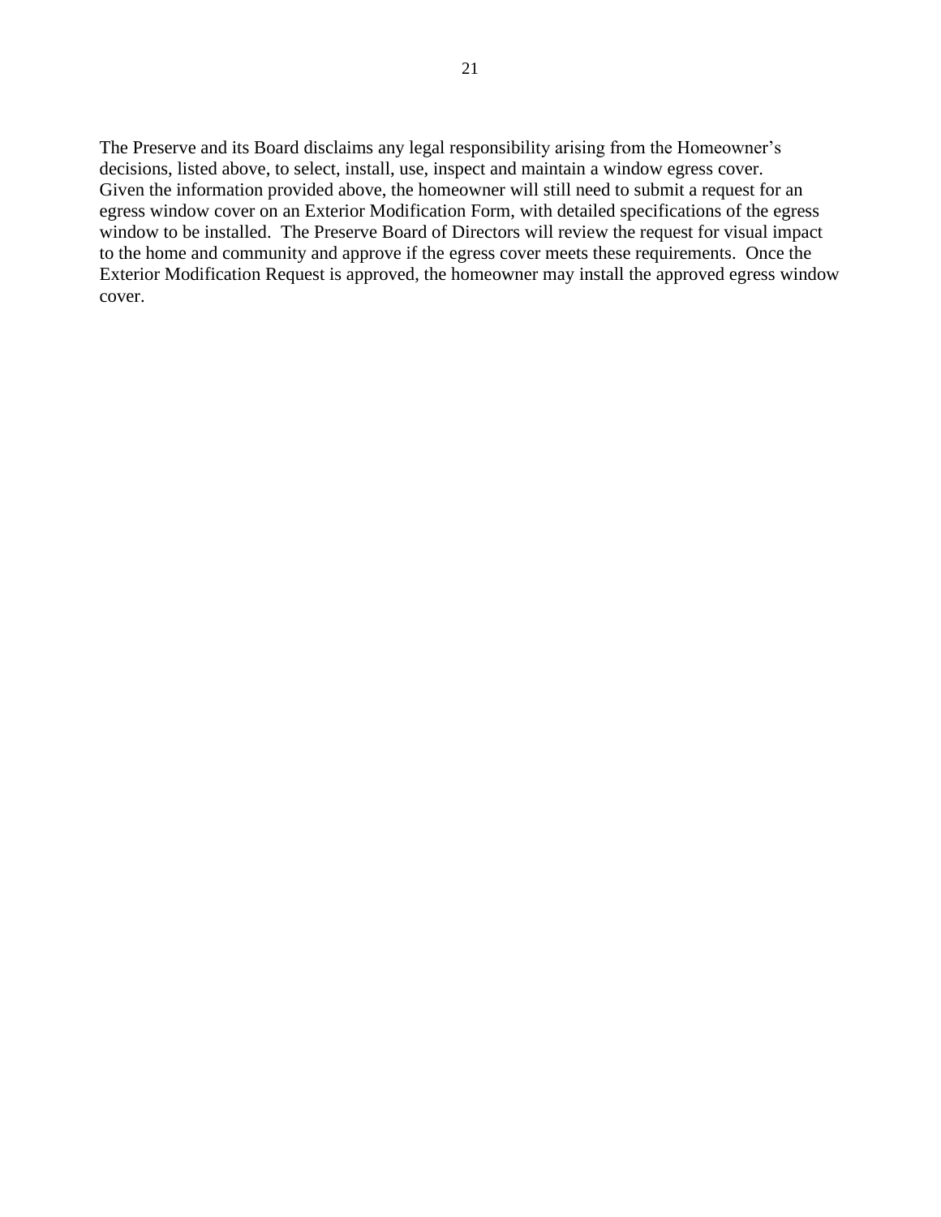The Preserve and its Board disclaims any legal responsibility arising from the Homeowner's decisions, listed above, to select, install, use, inspect and maintain a window egress cover.
Given the information provided above, the homeowner will still need to submit a request for an egress window cover on an Exterior Modification Form, with detailed specifications of the egress window to be installed. The Preserve Board of Directors will review the request for visual impact to the home and community and approve if the egress cover meets these requirements. Once the Exterior Modification Request is approved, the homeowner may install the approved egress window cover.